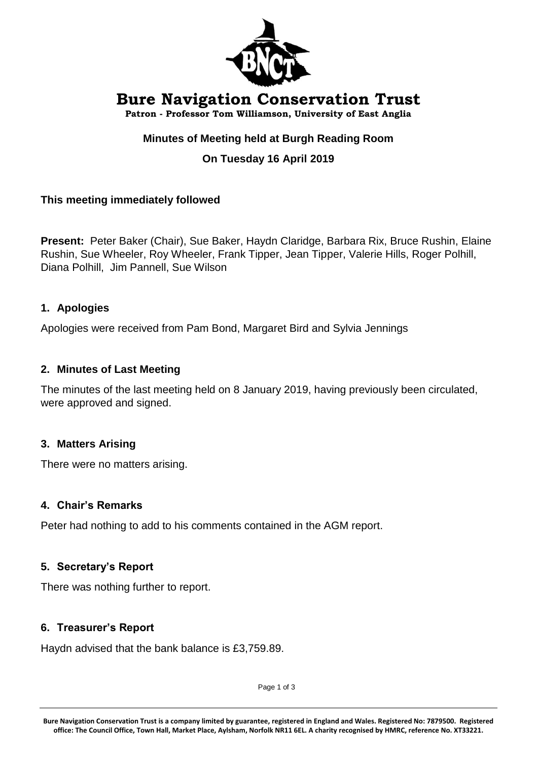# Bure Navigation Conservation Trust

**Patron - Professor Tom Williamson, University of East Anglia**

**Minutes of Meeting held at Burgh Reading Room**

**On Tuesday 16 April 2019**

**This meeting immediately followed**

**Present:** Peter Baker (Chair), Sue Baker, Haydn Claridge, Barbara Rix, Bruce Rushin, Elaine Rushin, Sue Wheeler, Roy Wheeler, Frank Tipper, Jean Tipper, Valerie Hills, Roger Polhill, Diana Polhill, Jim Pannell, Sue Wilson

## 1. Apologies

Apologies were received from Pam Bond, Margaret Bird and Sylvia Jennings

## 2. Minutes of Last Meeting

The minutes of the last meeting held on 8 January 2019, having previously been circulated, were approved and signed.

## 3. Matters Arising

There were no matters arising.

## 4. Chair's Remarks

Peter had nothing to add to his comments contained in the AGM report.

## 5. Secretary's Report

There was nothing further to report.

## 6. Treasurer's Report

Haydn advised that the bank balance is £3,759.89.

**Bure Navigation Conservation Trust is a company limited by guarantee, registered in England and Wales. Registered No: 7879500. Registered office: The Council Office, Town Hall, Market Place, Aylsham, Norfolk NR11 6EL. A charity recognised by HMRC, reference No. XT33221.**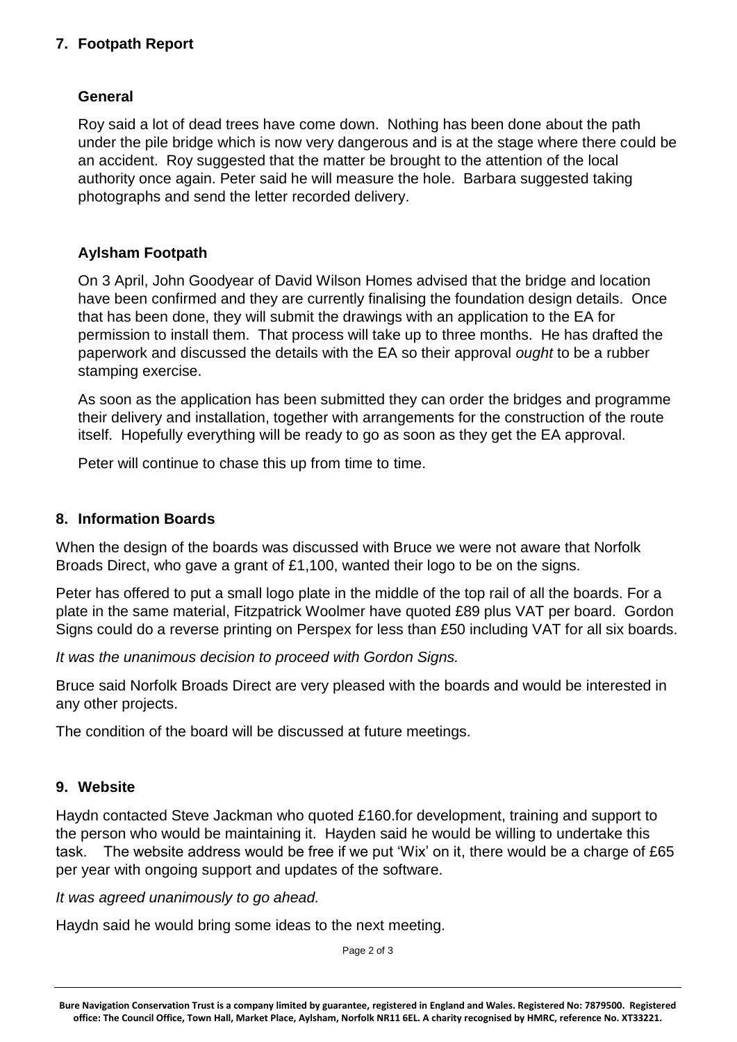## 7. Footpath Report

### General

Roy said a lot of dead trees have come down. Nothing has been done about the path under the pile bridge which is now very dangerous and is at the stage where there could be an accident. Roy suggested that the matter be brought to the attention of the local authority once again. Peter said he will measure the hole. Barbara suggested taking photographs and send the letter recorded delivery.

### Aylsham Footpath

On 3 April, John Goodyear of David Wilson Homes advised that the bridge and location have been confirmed and they are currently finalising the foundation design details. Once that has been done, they will submit the drawings with an application to the EA for permission to install them. That process will take up to three months. He has drafted the paperwork and discussed the details with the EA so their approval *ought* to be a rubber stamping exercise.

As soon as the application has been submitted they can order the bridges and programme their delivery and installation, together with arrangements for the construction of the route itself. Hopefully everything will be ready to go as soon as they get the EA approval.

Peter will continue to chase this up from time to time.

## 8. Information Boards

When the design of the boards was discussed with Bruce we were not aware that Norfolk Broads Direct, who gave a grant of £1,100, wanted their logo to be on the signs.

Peter has offered to put a small logo plate in the middle of the top rail of all the boards. For a plate in the same material, Fitzpatrick Woolmer have quoted £89 plus VAT per board. Gordon Signs could do a reverse printing on Perspex for less than £50 including VAT for all six boards.

*It was the unanimous decision to proceed with Gordon Signs.*

Bruce said Norfolk Broads Direct are very pleased with the boards and would be interested in any other projects.

The condition of the board will be discussed at future meetings.

## 9. Website

Haydn contacted Steve Jackman who quoted £160.for development, training and support to the person who would be maintaining it. Hayden said he would be willing to undertake this task. The website address would be free if we put 'Wix' on it, there would be a charge of £65 per year with ongoing support and updates of the software.

*It was agreed unanimously to go ahead.*

Haydn said he would bring some ideas to the next meeting.

Bure Navigation Conservation Trust is a company limited by guarantee, registered in England and Wales. Registered No: 7879500. Registered office: The Council Office, Town Hall, Market Place, Aylsham, Norfolk NR11 6EL. A charity recognised by HMRC, reference No. XT33221.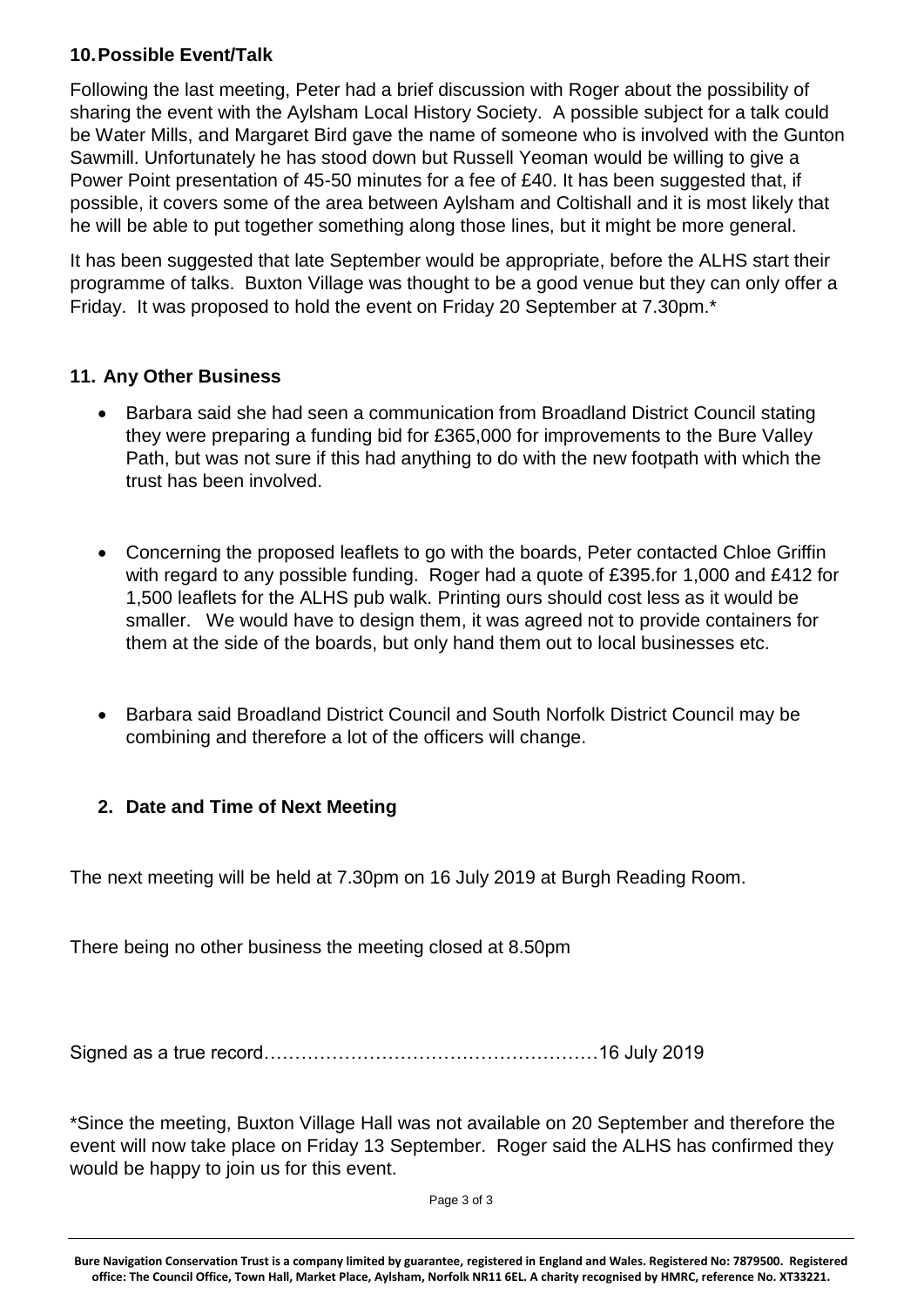## 10. Possible Event/Talk

Following the last meeting, Peter had a brief discussion with Roger about the possibility of sharing the event with the Aylsham Local History Society. A possible subject for a talk could be Water Mills, and Margaret Bird gave the name of someone who is involved with the Gunton Sawmill. Unfortunately he has stood down but Russell Yeoman would be willing to give a Power Point presentation of 45-50 minutes for a fee of £40. It has been suggested that, if possible, it covers some of the area between Aylsham and Coltishall and it is most likely that he will be able to put together something along those lines, but it might be more general.

It has been suggested that late September would be appropriate, before the ALHS start their programme of talks. Buxton Village was thought to be a good venue but they can only offer a Friday. It was proposed to hold the event on Friday 20 September at 7.30pm.*

## 11. Any Other Business

- Barbara said she had seen a communication from Broadland District Council stating they were preparing a funding bid for £365,000 for improvements to the Bure Valley Path, but was not sure if this had anything to do with the new footpath with which the trust has been involved.
- Concerning the proposed leaflets to go with the boards, Peter contacted Chloe Griffin with regard to any possible funding. Roger had a quote of £395.for 1,000 and £412 for 1,500 leaflets for the ALHS pub walk. Printing ours should cost less as it would be smaller. We would have to design them, it was agreed not to provide containers for them at the side of the boards, but only hand them out to local businesses etc.
- Barbara said Broadland District Council and South Norfolk District Council may be combining and therefore a lot of the officers will change.

## 2. Date and Time of Next Meeting

The next meeting will be held at 7.30pm on 16 July 2019 at Burgh Reading Room.

There being no other business the meeting closed at 8.50pm

Signed as a true record………………………………………………16 July 2019

*Since the meeting, Buxton Village Hall was not available on 20 September and therefore the event will now take place on Friday 13 September. Roger said the ALHS has confirmed they would be happy to join us for this event.

**Bure Navigation Conservation Trust is a company limited by guarantee, registered in England and Wales. Registered No: 7879500. Registered office: The Council Office, Town Hall, Market Place, Aylsham, Norfolk NR11 6EL. A charity recognised by HMRC, reference No. XT33221.**